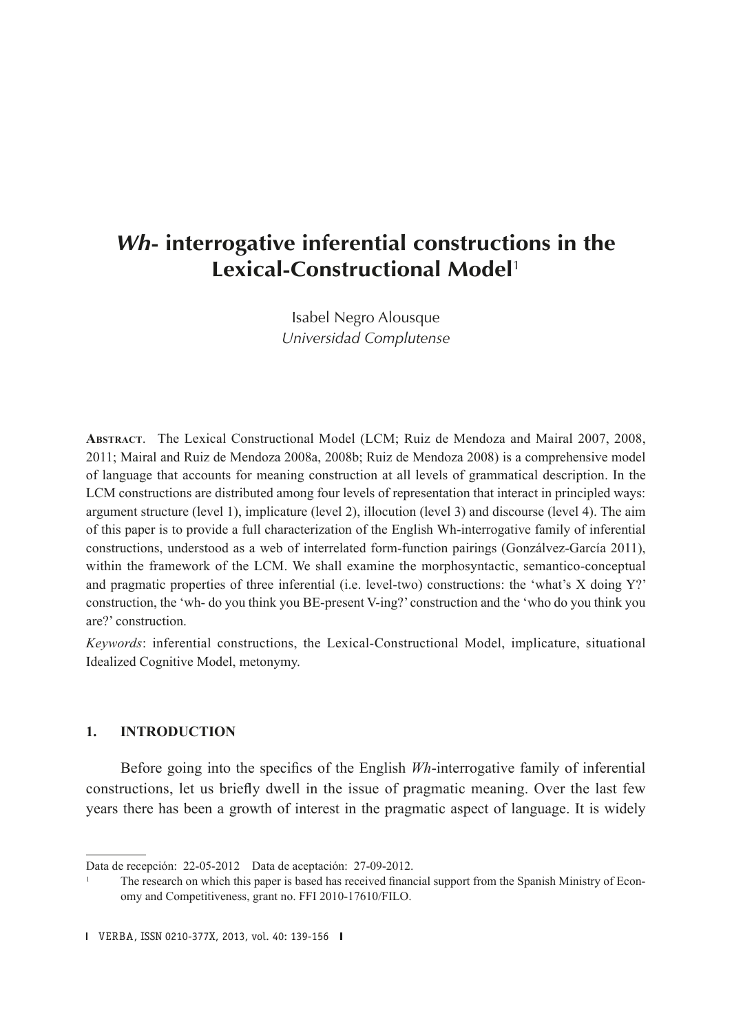# *Wh*- interrogative inferential constructions in the Lexical-Constructional Model[1]

Isabel Negro Alousque
*Universidad Complutense*

**Abstract**. The Lexical Constructional Model (LCM; Ruiz de Mendoza and Mairal 2007, 2008, 2011; Mairal and Ruiz de Mendoza 2008a, 2008b; Ruiz de Mendoza 2008) is a comprehensive model of language that accounts for meaning construction at all levels of grammatical description. In the LCM constructions are distributed among four levels of representation that interact in principled ways: argument structure (level 1), implicature (level 2), illocution (level 3) and discourse (level 4). The aim of this paper is to provide a full characterization of the English Wh-interrogative family of inferential constructions, understood as a web of interrelated form-function pairings (Gonzálvez-García 2011), within the framework of the LCM. We shall examine the morphosyntactic, semantico-conceptual and pragmatic properties of three inferential (i.e. level-two) constructions: the 'what's X doing Y?' construction, the 'wh- do you think you BE-present V-ing?' construction and the 'who do you think you are?' construction.

*Keywords*: inferential constructions, the Lexical-Constructional Model, implicature, situational Idealized Cognitive Model, metonymy.

## 1. INTRODUCTION

Before going into the specifics of the English *Wh*-interrogative family of inferential constructions, let us briefly dwell in the issue of pragmatic meaning. Over the last few years there has been a growth of interest in the pragmatic aspect of language. It is widely

---

Data de recepción: 22-05-2012 Data de aceptación: 27-09-2012.

[1] The research on which this paper is based has received financial support from the Spanish Ministry of Economy and Competitiveness, grant no. FFI 2010-17610/FILO.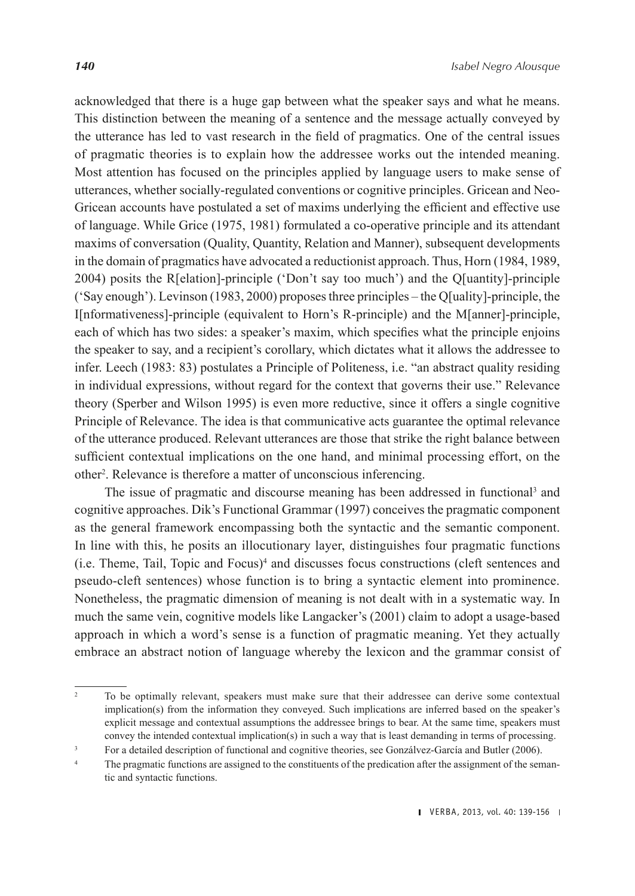acknowledged that there is a huge gap between what the speaker says and what he means. This distinction between the meaning of a sentence and the message actually conveyed by the utterance has led to vast research in the field of pragmatics. One of the central issues of pragmatic theories is to explain how the addressee works out the intended meaning. Most attention has focused on the principles applied by language users to make sense of utterances, whether socially-regulated conventions or cognitive principles. Gricean and Neo-Gricean accounts have postulated a set of maxims underlying the efficient and effective use of language. While Grice (1975, 1981) formulated a co-operative principle and its attendant maxims of conversation (Quality, Quantity, Relation and Manner), subsequent developments in the domain of pragmatics have advocated a reductionist approach. Thus, Horn (1984, 1989, 2004) posits the R[elation]-principle ('Don't say too much') and the Q[uantity]-principle ('Say enough'). Levinson (1983, 2000) proposes three principles – the Q[uality]-principle, the I[nformativeness]-principle (equivalent to Horn's R-principle) and the M[anner]-principle, each of which has two sides: a speaker's maxim, which specifies what the principle enjoins the speaker to say, and a recipient's corollary, which dictates what it allows the addressee to infer. Leech (1983: 83) postulates a Principle of Politeness, i.e. "an abstract quality residing in individual expressions, without regard for the context that governs their use." Relevance theory (Sperber and Wilson 1995) is even more reductive, since it offers a single cognitive Principle of Relevance. The idea is that communicative acts guarantee the optimal relevance of the utterance produced. Relevant utterances are those that strike the right balance between sufficient contextual implications on the one hand, and minimal processing effort, on the other[2]. Relevance is therefore a matter of unconscious inferencing.

The issue of pragmatic and discourse meaning has been addressed in functional[3] and cognitive approaches. Dik's Functional Grammar (1997) conceives the pragmatic component as the general framework encompassing both the syntactic and the semantic component. In line with this, he posits an illocutionary layer, distinguishes four pragmatic functions (i.e. Theme, Tail, Topic and Focus)[4] and discusses focus constructions (cleft sentences and pseudo-cleft sentences) whose function is to bring a syntactic element into prominence. Nonetheless, the pragmatic dimension of meaning is not dealt with in a systematic way. In much the same vein, cognitive models like Langacker's (2001) claim to adopt a usage-based approach in which a word's sense is a function of pragmatic meaning. Yet they actually embrace an abstract notion of language whereby the lexicon and the grammar consist of

---

[2] To be optimally relevant, speakers must make sure that their addressee can derive some contextual implication(s) from the information they conveyed. Such implications are inferred based on the speaker's explicit message and contextual assumptions the addressee brings to bear. At the same time, speakers must convey the intended contextual implication(s) in such a way that is least demanding in terms of processing.

[3] For a detailed description of functional and cognitive theories, see Gonzálvez-García and Butler (2006).

[4] The pragmatic functions are assigned to the constituents of the predication after the assignment of the semantic and syntactic functions.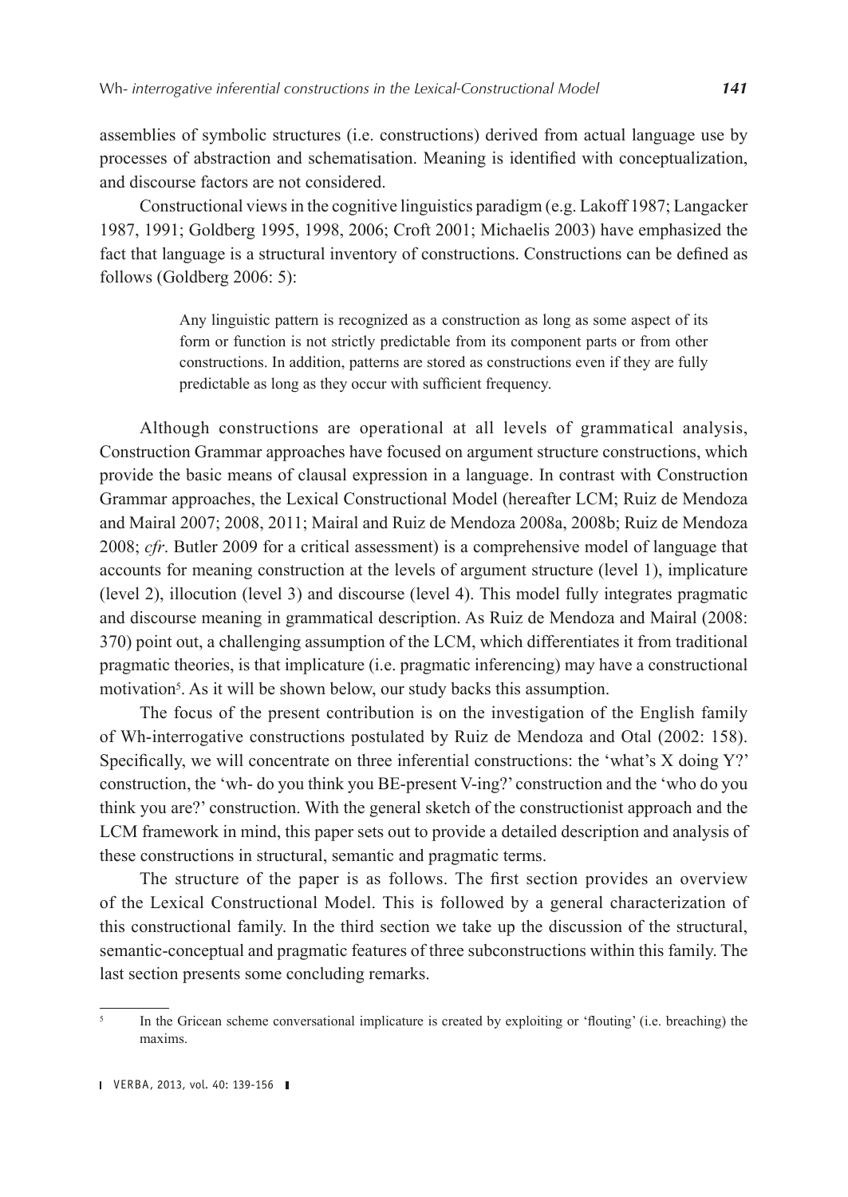assemblies of symbolic structures (i.e. constructions) derived from actual language use by processes of abstraction and schematisation. Meaning is identified with conceptualization, and discourse factors are not considered.

Constructional views in the cognitive linguistics paradigm (e.g. Lakoff 1987; Langacker 1987, 1991; Goldberg 1995, 1998, 2006; Croft 2001; Michaelis 2003) have emphasized the fact that language is a structural inventory of constructions. Constructions can be defined as follows (Goldberg 2006: 5):

> Any linguistic pattern is recognized as a construction as long as some aspect of its form or function is not strictly predictable from its component parts or from other constructions. In addition, patterns are stored as constructions even if they are fully predictable as long as they occur with sufficient frequency.

Although constructions are operational at all levels of grammatical analysis, Construction Grammar approaches have focused on argument structure constructions, which provide the basic means of clausal expression in a language. In contrast with Construction Grammar approaches, the Lexical Constructional Model (hereafter LCM; Ruiz de Mendoza and Mairal 2007; 2008, 2011; Mairal and Ruiz de Mendoza 2008a, 2008b; Ruiz de Mendoza 2008; *cfr*. Butler 2009 for a critical assessment) is a comprehensive model of language that accounts for meaning construction at the levels of argument structure (level 1), implicature (level 2), illocution (level 3) and discourse (level 4). This model fully integrates pragmatic and discourse meaning in grammatical description. As Ruiz de Mendoza and Mairal (2008: 370) point out, a challenging assumption of the LCM, which differentiates it from traditional pragmatic theories, is that implicature (i.e. pragmatic inferencing) may have a constructional motivation[5]. As it will be shown below, our study backs this assumption.

The focus of the present contribution is on the investigation of the English family of Wh-interrogative constructions postulated by Ruiz de Mendoza and Otal (2002: 158). Specifically, we will concentrate on three inferential constructions: the 'what's X doing Y?' construction, the 'wh- do you think you BE-present V-ing?' construction and the 'who do you think you are?' construction. With the general sketch of the constructionist approach and the LCM framework in mind, this paper sets out to provide a detailed description and analysis of these constructions in structural, semantic and pragmatic terms.

The structure of the paper is as follows. The first section provides an overview of the Lexical Constructional Model. This is followed by a general characterization of this constructional family. In the third section we take up the discussion of the structural, semantic-conceptual and pragmatic features of three subconstructions within this family. The last section presents some concluding remarks.

[5] In the Gricean scheme conversational implicature is created by exploiting or 'flouting' (i.e. breaching) the maxims.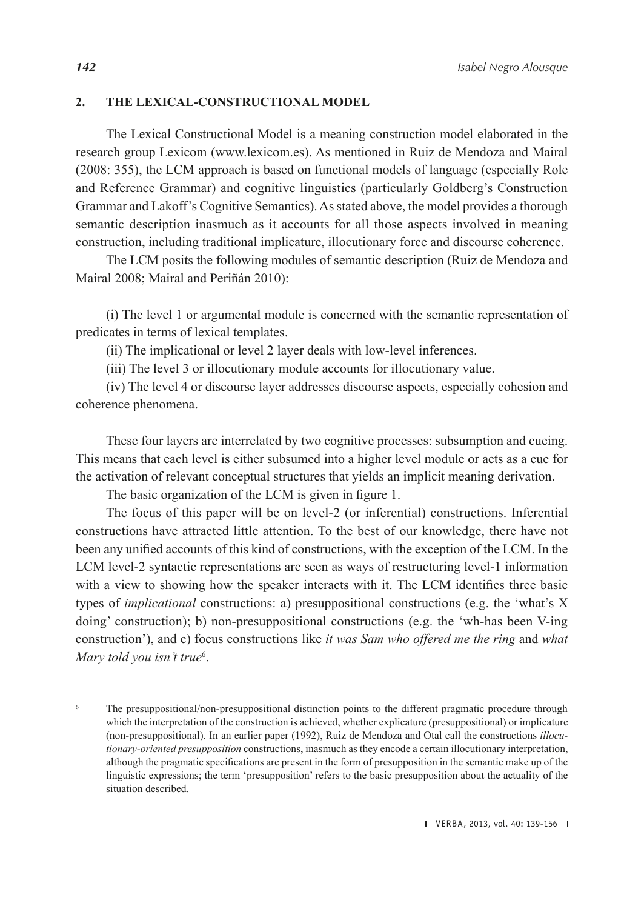## 2. THE LEXICAL-CONSTRUCTIONAL MODEL

The Lexical Constructional Model is a meaning construction model elaborated in the research group Lexicom (www.lexicom.es). As mentioned in Ruiz de Mendoza and Mairal (2008: 355), the LCM approach is based on functional models of language (especially Role and Reference Grammar) and cognitive linguistics (particularly Goldberg's Construction Grammar and Lakoff's Cognitive Semantics). As stated above, the model provides a thorough semantic description inasmuch as it accounts for all those aspects involved in meaning construction, including traditional implicature, illocutionary force and discourse coherence.

The LCM posits the following modules of semantic description (Ruiz de Mendoza and Mairal 2008; Mairal and Periñán 2010):

(i) The level 1 or argumental module is concerned with the semantic representation of predicates in terms of lexical templates.

(ii) The implicational or level 2 layer deals with low-level inferences.

(iii) The level 3 or illocutionary module accounts for illocutionary value.

(iv) The level 4 or discourse layer addresses discourse aspects, especially cohesion and coherence phenomena.

These four layers are interrelated by two cognitive processes: subsumption and cueing. This means that each level is either subsumed into a higher level module or acts as a cue for the activation of relevant conceptual structures that yields an implicit meaning derivation.

The basic organization of the LCM is given in figure 1.

The focus of this paper will be on level-2 (or inferential) constructions. Inferential constructions have attracted little attention. To the best of our knowledge, there have not been any unified accounts of this kind of constructions, with the exception of the LCM. In the LCM level-2 syntactic representations are seen as ways of restructuring level-1 information with a view to showing how the speaker interacts with it. The LCM identifies three basic types of *implicational* constructions: a) presuppositional constructions (e.g. the 'what's X doing' construction); b) non-presuppositional constructions (e.g. the 'wh-has been V-ing construction'), and c) focus constructions like *it was Sam who offered me the ring* and *what Mary told you isn't true*[6].

---

[6] The presuppositional/non-presuppositional distinction points to the different pragmatic procedure through which the interpretation of the construction is achieved, whether explicature (presuppositional) or implicature (non-presuppositional). In an earlier paper (1992), Ruiz de Mendoza and Otal call the constructions *illocutionary-oriented presupposition* constructions, inasmuch as they encode a certain illocutionary interpretation, although the pragmatic specifications are present in the form of presupposition in the semantic make up of the linguistic expressions; the term 'presupposition' refers to the basic presupposition about the actuality of the situation described.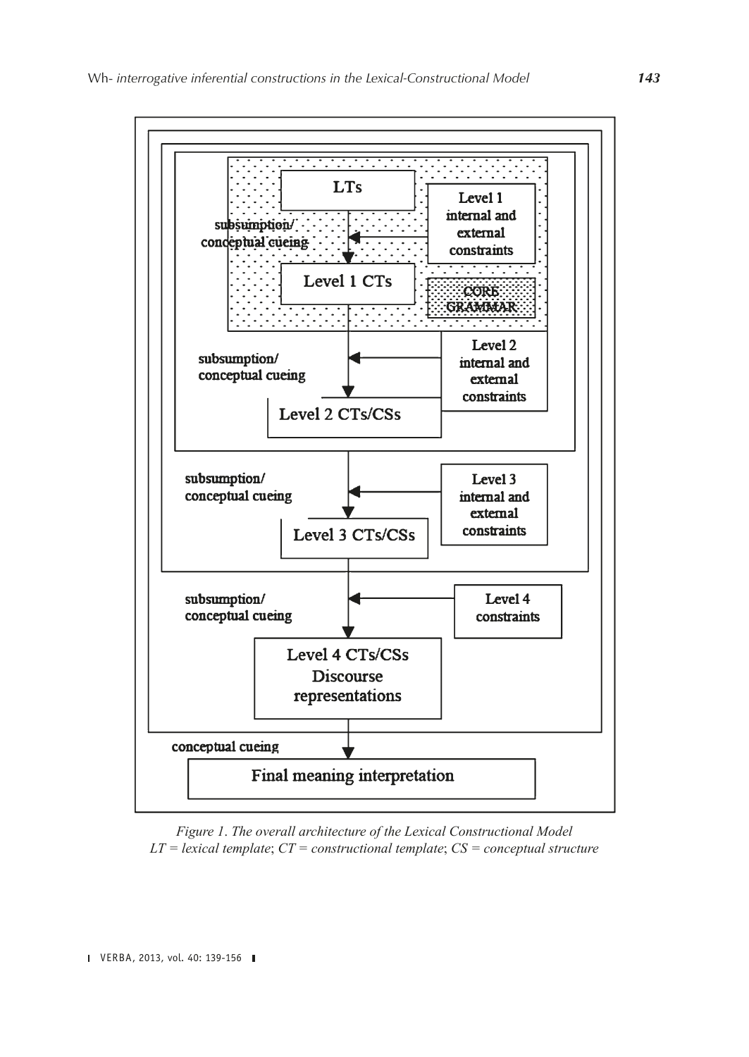LTs

subsumption/ conceptual cueing

Level 1 internal and external constraints

Level 1 CTs

CORE GRAMMAR

subsumption/ conceptual cueing

Level 2 internal and external constraints

Level 2 CTs/CSs

subsumption/ conceptual cueing

Level 3 internal and external constraints

Level 3 CTs/CSs

subsumption/ conceptual cueing

Level 4 constraints

Level 4 CTs/CSs Discourse representations

conceptual cueing

Final meaning interpretation

*Figure 1. The overall architecture of the Lexical Constructional Model*
*LT = lexical template*; *CT = constructional template*; *CS = conceptual structure*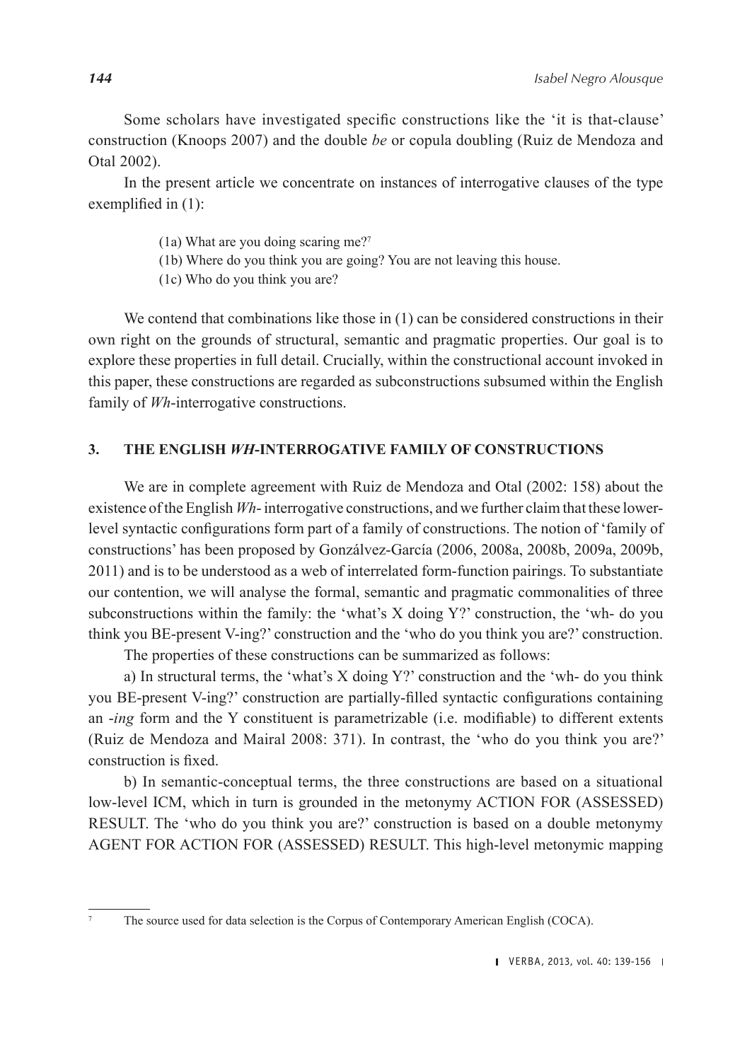Some scholars have investigated specific constructions like the 'it is that-clause' construction (Knoops 2007) and the double *be* or copula doubling (Ruiz de Mendoza and Otal 2002).

In the present article we concentrate on instances of interrogative clauses of the type exemplified in (1):

> (1a) What are you doing scaring me?[7]
> (1b) Where do you think you are going? You are not leaving this house.
> (1c) Who do you think you are?

We contend that combinations like those in (1) can be considered constructions in their own right on the grounds of structural, semantic and pragmatic properties. Our goal is to explore these properties in full detail. Crucially, within the constructional account invoked in this paper, these constructions are regarded as subconstructions subsumed within the English family of *Wh*-interrogative constructions.

## 3. THE ENGLISH *WH*-INTERROGATIVE FAMILY OF CONSTRUCTIONS

We are in complete agreement with Ruiz de Mendoza and Otal (2002: 158) about the existence of the English *Wh-* interrogative constructions, and we further claim that these lower-level syntactic configurations form part of a family of constructions. The notion of 'family of constructions' has been proposed by Gonzálvez-García (2006, 2008a, 2008b, 2009a, 2009b, 2011) and is to be understood as a web of interrelated form-function pairings. To substantiate our contention, we will analyse the formal, semantic and pragmatic commonalities of three subconstructions within the family: the 'what's X doing Y?' construction, the 'wh- do you think you BE-present V-ing?' construction and the 'who do you think you are?' construction.

The properties of these constructions can be summarized as follows:

a) In structural terms, the 'what's X doing Y?' construction and the 'wh- do you think you BE-present V-ing?' construction are partially-filled syntactic configurations containing an *-ing* form and the Y constituent is parametrizable (i.e. modifiable) to different extents (Ruiz de Mendoza and Mairal 2008: 371). In contrast, the 'who do you think you are?' construction is fixed.

b) In semantic-conceptual terms, the three constructions are based on a situational low-level ICM, which in turn is grounded in the metonymy ACTION FOR (ASSESSED) RESULT. The 'who do you think you are?' construction is based on a double metonymy AGENT FOR ACTION FOR (ASSESSED) RESULT. This high-level metonymic mapping

[7] The source used for data selection is the Corpus of Contemporary American English (COCA).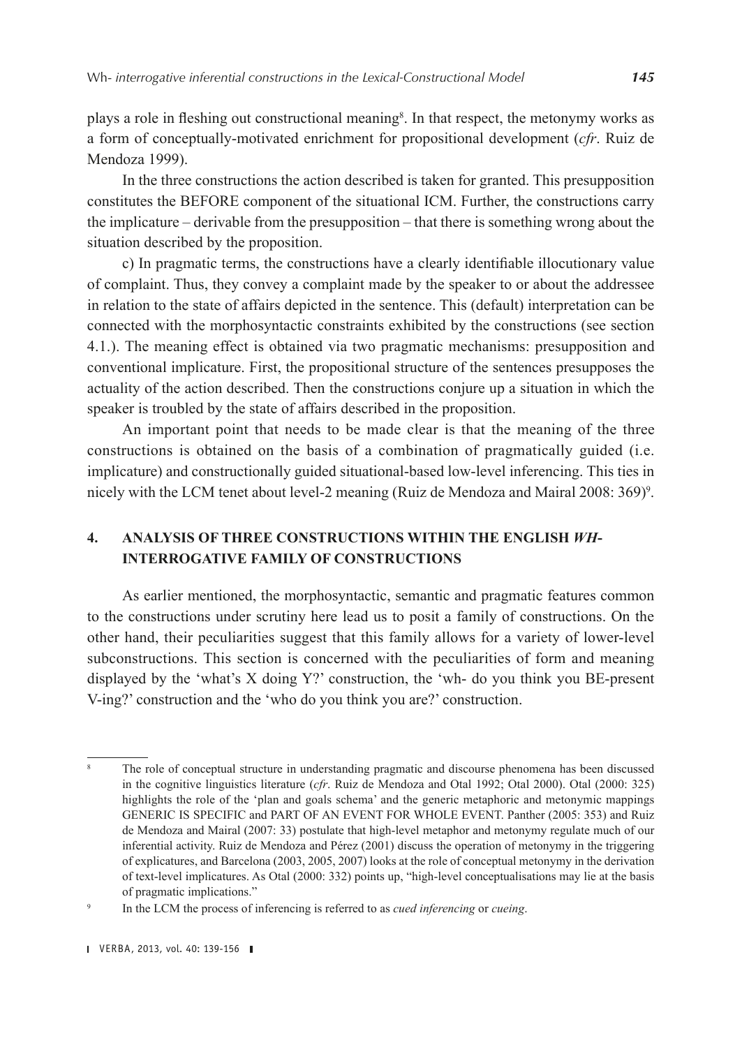plays a role in fleshing out constructional meaning[8]. In that respect, the metonymy works as a form of conceptually-motivated enrichment for propositional development (*cfr*. Ruiz de Mendoza 1999).

In the three constructions the action described is taken for granted. This presupposition constitutes the BEFORE component of the situational ICM. Further, the constructions carry the implicature – derivable from the presupposition – that there is something wrong about the situation described by the proposition.

c) In pragmatic terms, the constructions have a clearly identifiable illocutionary value of complaint. Thus, they convey a complaint made by the speaker to or about the addressee in relation to the state of affairs depicted in the sentence. This (default) interpretation can be connected with the morphosyntactic constraints exhibited by the constructions (see section 4.1.). The meaning effect is obtained via two pragmatic mechanisms: presupposition and conventional implicature. First, the propositional structure of the sentences presupposes the actuality of the action described. Then the constructions conjure up a situation in which the speaker is troubled by the state of affairs described in the proposition.

An important point that needs to be made clear is that the meaning of the three constructions is obtained on the basis of a combination of pragmatically guided (i.e. implicature) and constructionally guided situational-based low-level inferencing. This ties in nicely with the LCM tenet about level-2 meaning (Ruiz de Mendoza and Mairal 2008: 369)[9].

## 4. ANALYSIS OF THREE CONSTRUCTIONS WITHIN THE ENGLISH *WH-* INTERROGATIVE FAMILY OF CONSTRUCTIONS

As earlier mentioned, the morphosyntactic, semantic and pragmatic features common to the constructions under scrutiny here lead us to posit a family of constructions. On the other hand, their peculiarities suggest that this family allows for a variety of lower-level subconstructions. This section is concerned with the peculiarities of form and meaning displayed by the 'what's X doing Y?' construction, the 'wh- do you think you BE-present V-ing?' construction and the 'who do you think you are?' construction.

---

[8] The role of conceptual structure in understanding pragmatic and discourse phenomena has been discussed in the cognitive linguistics literature (*cfr*. Ruiz de Mendoza and Otal 1992; Otal 2000). Otal (2000: 325) highlights the role of the 'plan and goals schema' and the generic metaphoric and metonymic mappings GENERIC IS SPECIFIC and PART OF AN EVENT FOR WHOLE EVENT. Panther (2005: 353) and Ruiz de Mendoza and Mairal (2007: 33) postulate that high-level metaphor and metonymy regulate much of our inferential activity. Ruiz de Mendoza and Pérez (2001) discuss the operation of metonymy in the triggering of explicatures, and Barcelona (2003, 2005, 2007) looks at the role of conceptual metonymy in the derivation of text-level implicatures. As Otal (2000: 332) points up, "high-level conceptualisations may lie at the basis of pragmatic implications."

[9] In the LCM the process of inferencing is referred to as *cued inferencing* or *cueing*.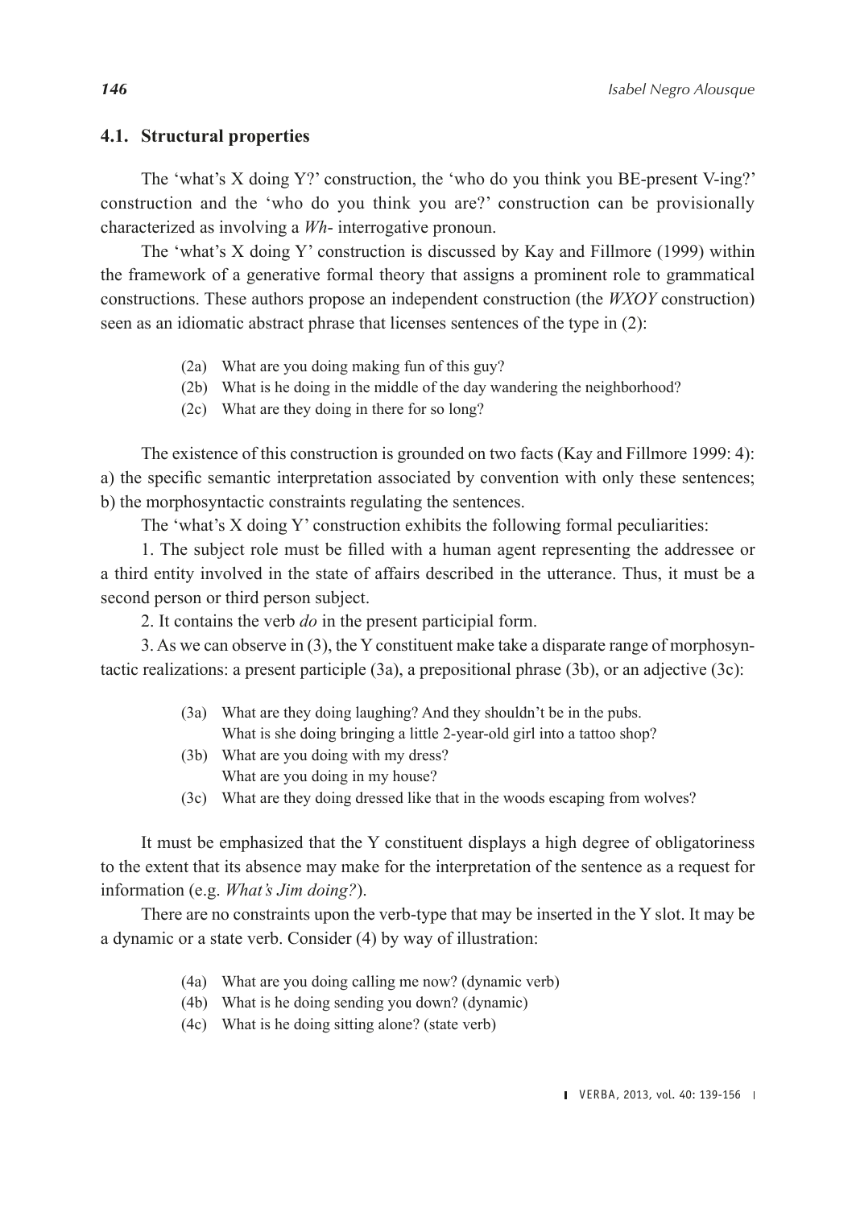### 4.1. Structural properties

The 'what's X doing Y?' construction, the 'who do you think you BE-present V-ing?' construction and the 'who do you think you are?' construction can be provisionally characterized as involving a *Wh-* interrogative pronoun.

The 'what's X doing Y' construction is discussed by Kay and Fillmore (1999) within the framework of a generative formal theory that assigns a prominent role to grammatical constructions. These authors propose an independent construction (the *WXOY* construction) seen as an idiomatic abstract phrase that licenses sentences of the type in (2):

(2a) What are you doing making fun of this guy?
(2b) What is he doing in the middle of the day wandering the neighborhood?
(2c) What are they doing in there for so long?

The existence of this construction is grounded on two facts (Kay and Fillmore 1999: 4): a) the specific semantic interpretation associated by convention with only these sentences; b) the morphosyntactic constraints regulating the sentences.

The 'what's X doing Y' construction exhibits the following formal peculiarities:

1. The subject role must be filled with a human agent representing the addressee or a third entity involved in the state of affairs described in the utterance. Thus, it must be a second person or third person subject.

2. It contains the verb *do* in the present participial form.

3. As we can observe in (3), the Y constituent make take a disparate range of morphosyntactic realizations: a present participle (3a), a prepositional phrase (3b), or an adjective (3c):

(3a) What are they doing laughing? And they shouldn't be in the pubs.
What is she doing bringing a little 2-year-old girl into a tattoo shop?
(3b) What are you doing with my dress?
What are you doing in my house?
(3c) What are they doing dressed like that in the woods escaping from wolves?

It must be emphasized that the Y constituent displays a high degree of obligatoriness to the extent that its absence may make for the interpretation of the sentence as a request for information (e.g. *What's Jim doing?*).

There are no constraints upon the verb-type that may be inserted in the Y slot. It may be a dynamic or a state verb. Consider (4) by way of illustration:

(4a) What are you doing calling me now? (dynamic verb)
(4b) What is he doing sending you down? (dynamic)
(4c) What is he doing sitting alone? (state verb)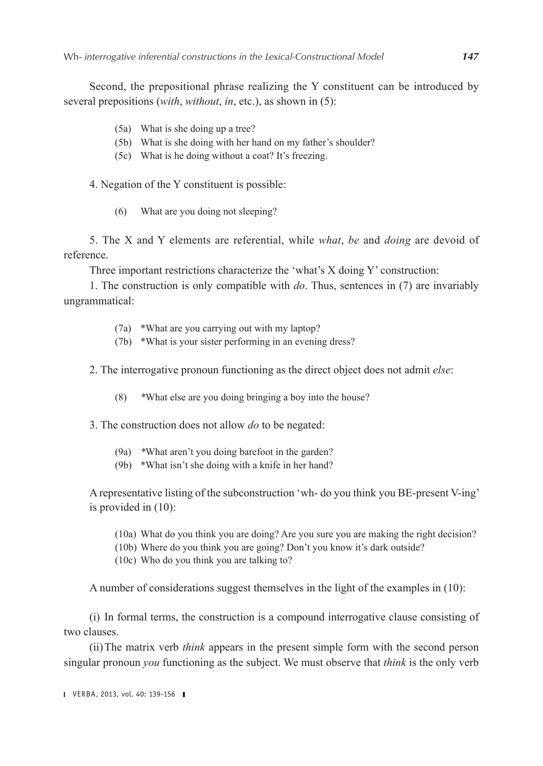Second, the prepositional phrase realizing the Y constituent can be introduced by several prepositions (*with*, *without*, *in*, etc.), as shown in (5):

(5a) What is she doing up a tree?
(5b) What is she doing with her hand on my father's shoulder?
(5c) What is he doing without a coat? It's freezing.

4. Negation of the Y constituent is possible:

(6) What are you doing not sleeping?

5. The X and Y elements are referential, while *what*, *be* and *doing* are devoid of reference.

Three important restrictions characterize the 'what's X doing Y' construction:

1. The construction is only compatible with *do*. Thus, sentences in (7) are invariably ungrammatical:

(7a) *What are you carrying out with my laptop?
(7b) *What is your sister performing in an evening dress?

2. The interrogative pronoun functioning as the direct object does not admit *else*:

(8) *What else are you doing bringing a boy into the house?

3. The construction does not allow *do* to be negated:

(9a) *What aren't you doing barefoot in the garden?
(9b) *What isn't she doing with a knife in her hand?

A representative listing of the subconstruction 'wh- do you think you BE-present V-ing' is provided in (10):

(10a) What do you think you are doing? Are you sure you are making the right decision?
(10b) Where do you think you are going? Don't you know it's dark outside?
(10c) Who do you think you are talking to?

A number of considerations suggest themselves in the light of the examples in (10):

(i) In formal terms, the construction is a compound interrogative clause consisting of two clauses.

(ii) The matrix verb *think* appears in the present simple form with the second person singular pronoun *you* functioning as the subject. We must observe that *think* is the only verb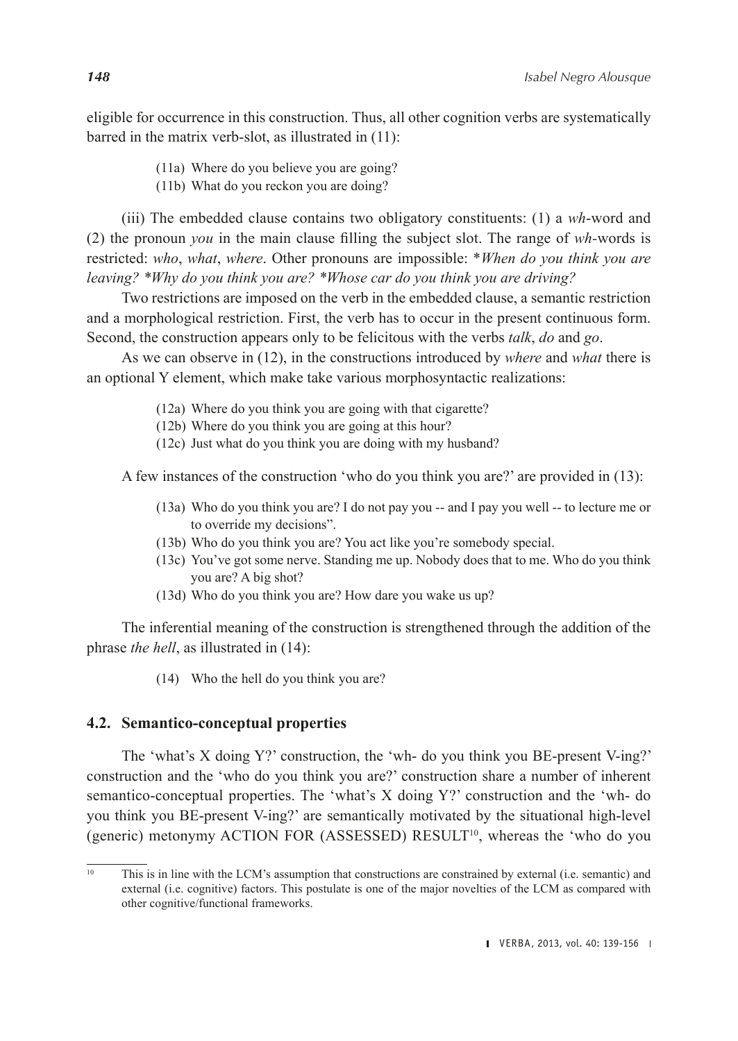eligible for occurrence in this construction. Thus, all other cognition verbs are systematically barred in the matrix verb-slot, as illustrated in (11):

(11a) Where do you believe you are going?
(11b) What do you reckon you are doing?

(iii) The embedded clause contains two obligatory constituents: (1) a *wh*-word and (2) the pronoun *you* in the main clause filling the subject slot. The range of *wh*-words is restricted: *who*, *what*, *where*. Other pronouns are impossible: **When do you think you are leaving? *Why do you think you are? *Whose car do you think you are driving?*

Two restrictions are imposed on the verb in the embedded clause, a semantic restriction and a morphological restriction. First, the verb has to occur in the present continuous form. Second, the construction appears only to be felicitous with the verbs *talk*, *do* and *go*.

As we can observe in (12), in the constructions introduced by *where* and *what* there is an optional Y element, which make take various morphosyntactic realizations:

(12a) Where do you think you are going with that cigarette?
(12b) Where do you think you are going at this hour?
(12c) Just what do you think you are doing with my husband?

A few instances of the construction 'who do you think you are?' are provided in (13):

(13a) Who do you think you are? I do not pay you -- and I pay you well -- to lecture me or to override my decisions".
(13b) Who do you think you are? You act like you're somebody special.
(13c) You've got some nerve. Standing me up. Nobody does that to me. Who do you think you are? A big shot?
(13d) Who do you think you are? How dare you wake us up?

The inferential meaning of the construction is strengthened through the addition of the phrase *the hell*, as illustrated in (14):

(14) Who the hell do you think you are?

### 4.2. Semantico-conceptual properties

The 'what's X doing Y?' construction, the 'wh- do you think you BE-present V-ing?' construction and the 'who do you think you are?' construction share a number of inherent semantico-conceptual properties. The 'what's X doing Y?' construction and the 'wh- do you think you BE-present V-ing?' are semantically motivated by the situational high-level (generic) metonymy ACTION FOR (ASSESSED) RESULT[10], whereas the 'who do you

---

[10] This is in line with the LCM's assumption that constructions are constrained by external (i.e. semantic) and external (i.e. cognitive) factors. This postulate is one of the major novelties of the LCM as compared with other cognitive/functional frameworks.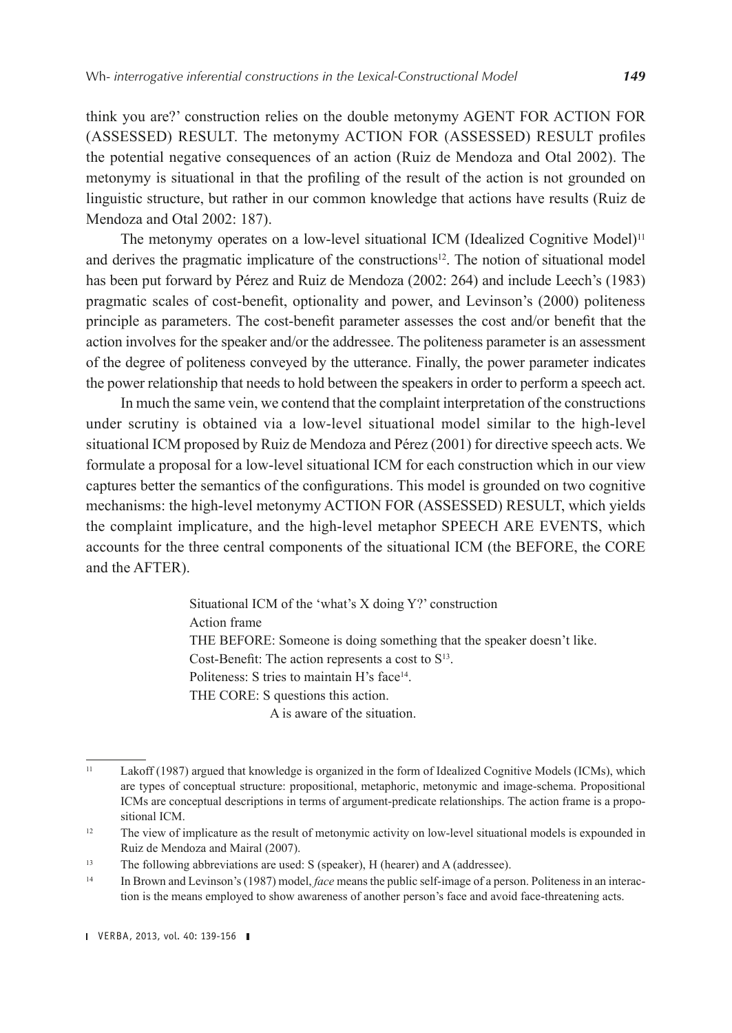think you are?' construction relies on the double metonymy AGENT FOR ACTION FOR (ASSESSED) RESULT. The metonymy ACTION FOR (ASSESSED) RESULT profiles the potential negative consequences of an action (Ruiz de Mendoza and Otal 2002). The metonymy is situational in that the profiling of the result of the action is not grounded on linguistic structure, but rather in our common knowledge that actions have results (Ruiz de Mendoza and Otal 2002: 187).

The metonymy operates on a low-level situational ICM (Idealized Cognitive Model)[11] and derives the pragmatic implicature of the constructions[12]. The notion of situational model has been put forward by Pérez and Ruiz de Mendoza (2002: 264) and include Leech's (1983) pragmatic scales of cost-benefit, optionality and power, and Levinson's (2000) politeness principle as parameters. The cost-benefit parameter assesses the cost and/or benefit that the action involves for the speaker and/or the addressee. The politeness parameter is an assessment of the degree of politeness conveyed by the utterance. Finally, the power parameter indicates the power relationship that needs to hold between the speakers in order to perform a speech act.

In much the same vein, we contend that the complaint interpretation of the constructions under scrutiny is obtained via a low-level situational model similar to the high-level situational ICM proposed by Ruiz de Mendoza and Pérez (2001) for directive speech acts. We formulate a proposal for a low-level situational ICM for each construction which in our view captures better the semantics of the configurations. This model is grounded on two cognitive mechanisms: the high-level metonymy ACTION FOR (ASSESSED) RESULT, which yields the complaint implicature, and the high-level metaphor SPEECH ARE EVENTS, which accounts for the three central components of the situational ICM (the BEFORE, the CORE and the AFTER).

> Situational ICM of the 'what's X doing Y?' construction
> Action frame
> THE BEFORE: Someone is doing something that the speaker doesn't like.
> Cost-Benefit: The action represents a cost to S[13].
> Politeness: S tries to maintain H's face[14].
> THE CORE: S questions this action.
> A is aware of the situation.

---

[11] Lakoff (1987) argued that knowledge is organized in the form of Idealized Cognitive Models (ICMs), which are types of conceptual structure: propositional, metaphoric, metonymic and image-schema. Propositional ICMs are conceptual descriptions in terms of argument-predicate relationships. The action frame is a propositional ICM.

[12] The view of implicature as the result of metonymic activity on low-level situational models is expounded in Ruiz de Mendoza and Mairal (2007).

[13] The following abbreviations are used: S (speaker), H (hearer) and A (addressee).

[14] In Brown and Levinson's (1987) model, *face* means the public self-image of a person. Politeness in an interaction is the means employed to show awareness of another person's face and avoid face-threatening acts.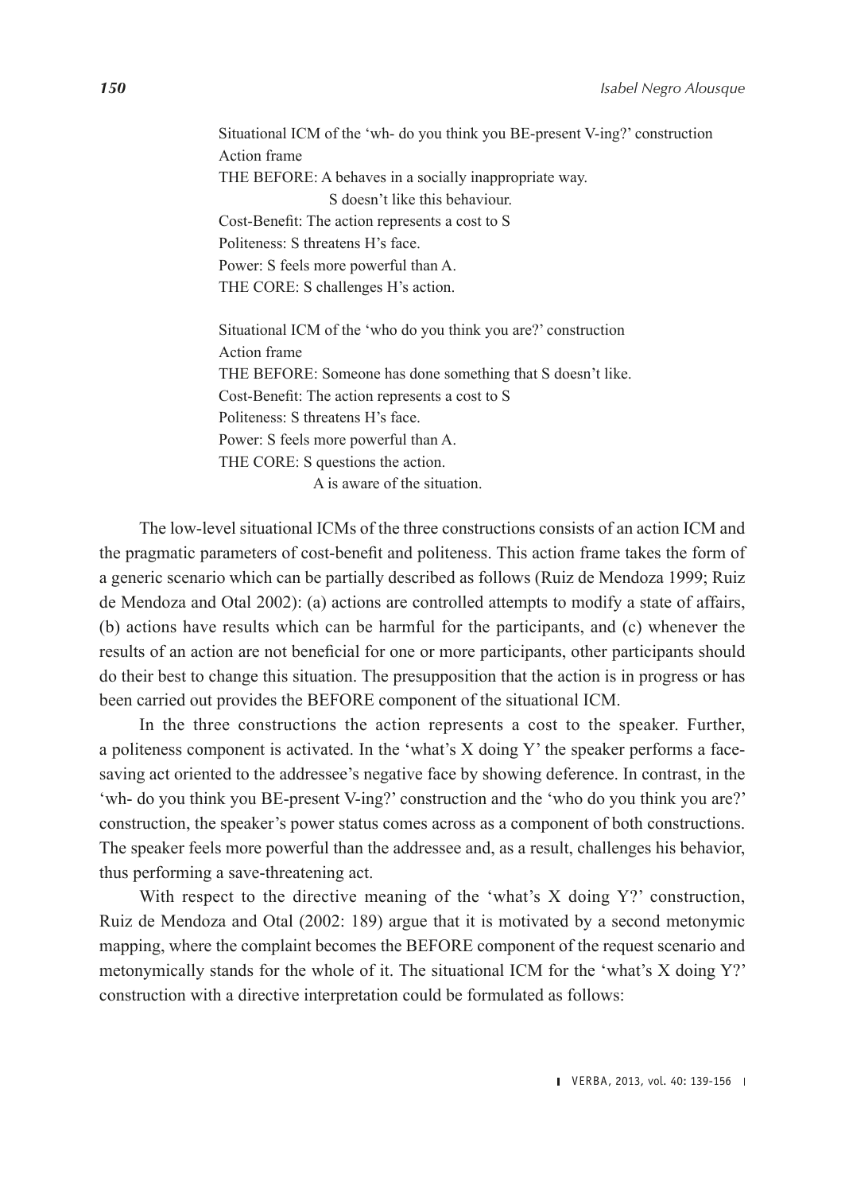Situational ICM of the 'wh- do you think you BE-present V-ing?' construction
Action frame
THE BEFORE: A behaves in a socially inappropriate way.
S doesn't like this behaviour.
Cost-Benefit: The action represents a cost to S
Politeness: S threatens H's face.
Power: S feels more powerful than A.
THE CORE: S challenges H's action.

Situational ICM of the 'who do you think you are?' construction
Action frame
THE BEFORE: Someone has done something that S doesn't like.
Cost-Benefit: The action represents a cost to S
Politeness: S threatens H's face.
Power: S feels more powerful than A.
THE CORE: S questions the action.
A is aware of the situation.

The low-level situational ICMs of the three constructions consists of an action ICM and the pragmatic parameters of cost-benefit and politeness. This action frame takes the form of a generic scenario which can be partially described as follows (Ruiz de Mendoza 1999; Ruiz de Mendoza and Otal 2002): (a) actions are controlled attempts to modify a state of affairs, (b) actions have results which can be harmful for the participants, and (c) whenever the results of an action are not beneficial for one or more participants, other participants should do their best to change this situation. The presupposition that the action is in progress or has been carried out provides the BEFORE component of the situational ICM.

In the three constructions the action represents a cost to the speaker. Further, a politeness component is activated. In the 'what's X doing Y' the speaker performs a face-saving act oriented to the addressee's negative face by showing deference. In contrast, in the 'wh- do you think you BE-present V-ing?' construction and the 'who do you think you are?' construction, the speaker's power status comes across as a component of both constructions. The speaker feels more powerful than the addressee and, as a result, challenges his behavior, thus performing a save-threatening act.

With respect to the directive meaning of the 'what's X doing Y?' construction, Ruiz de Mendoza and Otal (2002: 189) argue that it is motivated by a second metonymic mapping, where the complaint becomes the BEFORE component of the request scenario and metonymically stands for the whole of it. The situational ICM for the 'what's X doing Y?' construction with a directive interpretation could be formulated as follows: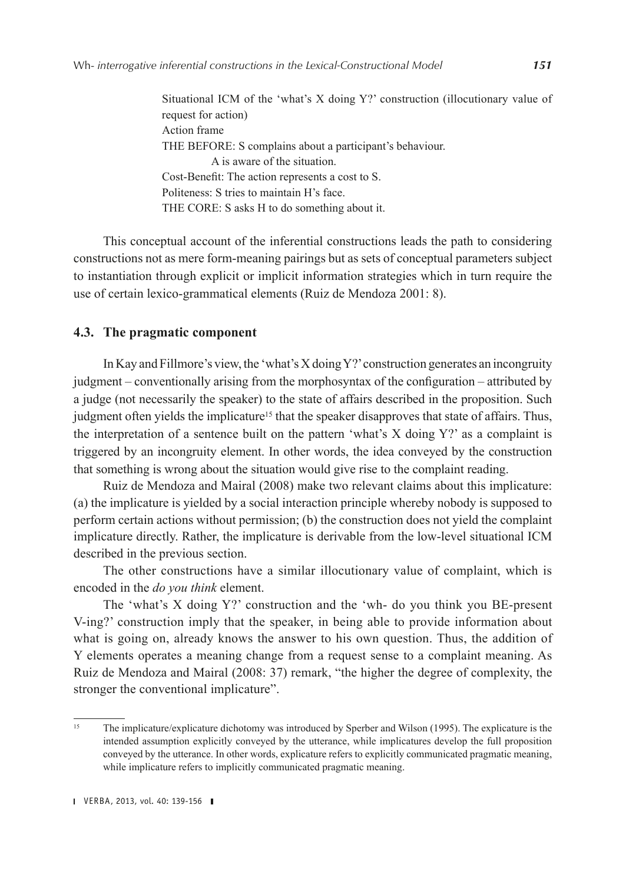Situational ICM of the 'what's X doing Y?' construction (illocutionary value of request for action)
Action frame
THE BEFORE: S complains about a participant's behaviour.
    A is aware of the situation.
Cost-Benefit: The action represents a cost to S.
Politeness: S tries to maintain H's face.
THE CORE: S asks H to do something about it.

This conceptual account of the inferential constructions leads the path to considering constructions not as mere form-meaning pairings but as sets of conceptual parameters subject to instantiation through explicit or implicit information strategies which in turn require the use of certain lexico-grammatical elements (Ruiz de Mendoza 2001: 8).

### 4.3. The pragmatic component

In Kay and Fillmore's view, the 'what's X doing Y?' construction generates an incongruity judgment – conventionally arising from the morphosyntax of the configuration – attributed by a judge (not necessarily the speaker) to the state of affairs described in the proposition. Such judgment often yields the implicature[15] that the speaker disapproves that state of affairs. Thus, the interpretation of a sentence built on the pattern 'what's X doing Y?' as a complaint is triggered by an incongruity element. In other words, the idea conveyed by the construction that something is wrong about the situation would give rise to the complaint reading.

Ruiz de Mendoza and Mairal (2008) make two relevant claims about this implicature: (a) the implicature is yielded by a social interaction principle whereby nobody is supposed to perform certain actions without permission; (b) the construction does not yield the complaint implicature directly. Rather, the implicature is derivable from the low-level situational ICM described in the previous section.

The other constructions have a similar illocutionary value of complaint, which is encoded in the *do you think* element.

The 'what's X doing Y?' construction and the 'wh- do you think you BE-present V-ing?' construction imply that the speaker, in being able to provide information about what is going on, already knows the answer to his own question. Thus, the addition of Y elements operates a meaning change from a request sense to a complaint meaning. As Ruiz de Mendoza and Mairal (2008: 37) remark, "the higher the degree of complexity, the stronger the conventional implicature".

[15] The implicature/explicature dichotomy was introduced by Sperber and Wilson (1995). The explicature is the intended assumption explicitly conveyed by the utterance, while implicatures develop the full proposition conveyed by the utterance. In other words, explicature refers to explicitly communicated pragmatic meaning, while implicature refers to implicitly communicated pragmatic meaning.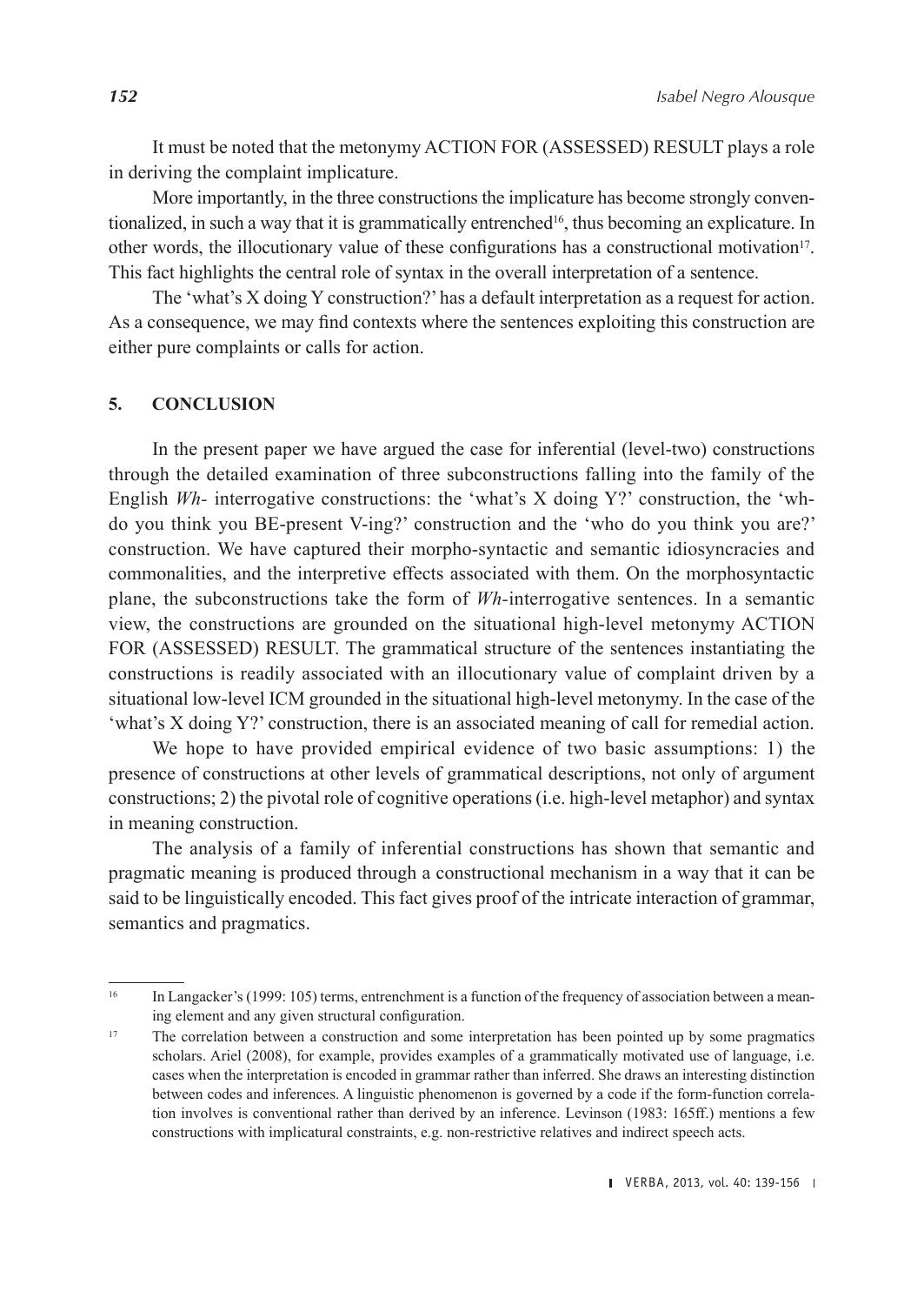It must be noted that the metonymy ACTION FOR (ASSESSED) RESULT plays a role in deriving the complaint implicature.

More importantly, in the three constructions the implicature has become strongly conventionalized, in such a way that it is grammatically entrenched[16], thus becoming an explicature. In other words, the illocutionary value of these configurations has a constructional motivation[17]. This fact highlights the central role of syntax in the overall interpretation of a sentence.

The 'what's X doing Y construction?' has a default interpretation as a request for action. As a consequence, we may find contexts where the sentences exploiting this construction are either pure complaints or calls for action.

## 5. CONCLUSION

In the present paper we have argued the case for inferential (level-two) constructions through the detailed examination of three subconstructions falling into the family of the English *Wh-* interrogative constructions: the 'what's X doing Y?' construction, the 'wh-do you think you BE-present V-ing?' construction and the 'who do you think you are?' construction. We have captured their morpho-syntactic and semantic idiosyncracies and commonalities, and the interpretive effects associated with them. On the morphosyntactic plane, the subconstructions take the form of *Wh*-interrogative sentences. In a semantic view, the constructions are grounded on the situational high-level metonymy ACTION FOR (ASSESSED) RESULT. The grammatical structure of the sentences instantiating the constructions is readily associated with an illocutionary value of complaint driven by a situational low-level ICM grounded in the situational high-level metonymy. In the case of the 'what's X doing Y?' construction, there is an associated meaning of call for remedial action.

We hope to have provided empirical evidence of two basic assumptions: 1) the presence of constructions at other levels of grammatical descriptions, not only of argument constructions; 2) the pivotal role of cognitive operations (i.e. high-level metaphor) and syntax in meaning construction.

The analysis of a family of inferential constructions has shown that semantic and pragmatic meaning is produced through a constructional mechanism in a way that it can be said to be linguistically encoded. This fact gives proof of the intricate interaction of grammar, semantics and pragmatics.

---

[16] In Langacker's (1999: 105) terms, entrenchment is a function of the frequency of association between a meaning element and any given structural configuration.

[17] The correlation between a construction and some interpretation has been pointed up by some pragmatics scholars. Ariel (2008), for example, provides examples of a grammatically motivated use of language, i.e. cases when the interpretation is encoded in grammar rather than inferred. She draws an interesting distinction between codes and inferences. A linguistic phenomenon is governed by a code if the form-function correlation involves is conventional rather than derived by an inference. Levinson (1983: 165ff.) mentions a few constructions with implicatural constraints, e.g. non-restrictive relatives and indirect speech acts.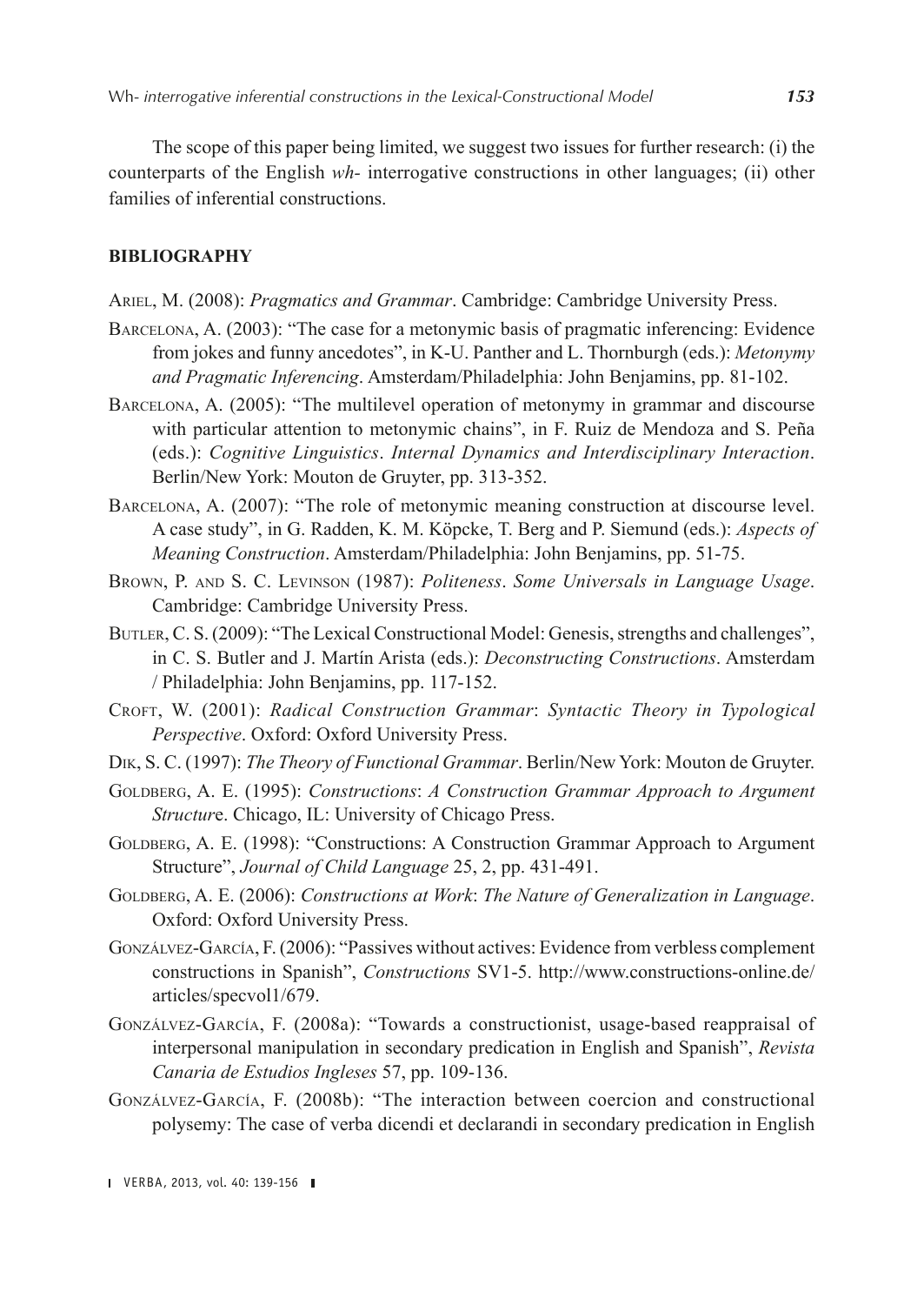The scope of this paper being limited, we suggest two issues for further research: (i) the counterparts of the English *wh-* interrogative constructions in other languages; (ii) other families of inferential constructions.

## BIBLIOGRAPHY

Ariel, M. (2008): *Pragmatics and Grammar*. Cambridge: Cambridge University Press.

Barcelona, A. (2003): "The case for a metonymic basis of pragmatic inferencing: Evidence from jokes and funny ancedotes", in K-U. Panther and L. Thornburgh (eds.): *Metonymy and Pragmatic Inferencing*. Amsterdam/Philadelphia: John Benjamins, pp. 81-102.

Barcelona, A. (2005): "The multilevel operation of metonymy in grammar and discourse with particular attention to metonymic chains", in F. Ruiz de Mendoza and S. Peña (eds.): *Cognitive Linguistics*. *Internal Dynamics and Interdisciplinary Interaction*. Berlin/New York: Mouton de Gruyter, pp. 313-352.

Barcelona, A. (2007): "The role of metonymic meaning construction at discourse level. A case study", in G. Radden, K. M. Köpcke, T. Berg and P. Siemund (eds.): *Aspects of Meaning Construction*. Amsterdam/Philadelphia: John Benjamins, pp. 51-75.

Brown, P. and S. C. Levinson (1987): *Politeness*. *Some Universals in Language Usage*. Cambridge: Cambridge University Press.

Butler, C. S. (2009): "The Lexical Constructional Model: Genesis, strengths and challenges", in C. S. Butler and J. Martín Arista (eds.): *Deconstructing Constructions*. Amsterdam / Philadelphia: John Benjamins, pp. 117-152.

Croft, W. (2001): *Radical Construction Grammar*: *Syntactic Theory in Typological Perspective*. Oxford: Oxford University Press.

Dik, S. C. (1997): *The Theory of Functional Grammar*. Berlin/New York: Mouton de Gruyter.

Goldberg, A. E. (1995): *Constructions*: *A Construction Grammar Approach to Argument Structur*e. Chicago, IL: University of Chicago Press.

Goldberg, A. E. (1998): "Constructions: A Construction Grammar Approach to Argument Structure", *Journal of Child Language* 25, 2, pp. 431-491.

Goldberg, A. E. (2006): *Constructions at Work*: *The Nature of Generalization in Language*. Oxford: Oxford University Press.

Gonzálvez-García, F. (2006): "Passives without actives: Evidence from verbless complement constructions in Spanish", *Constructions* SV1-5. http://www.constructions-online.de/articles/specvol1/679.

Gonzálvez-García, F. (2008a): "Towards a constructionist, usage-based reappraisal of interpersonal manipulation in secondary predication in English and Spanish", *Revista Canaria de Estudios Ingleses* 57, pp. 109-136.

Gonzálvez-García, F. (2008b): "The interaction between coercion and constructional polysemy: The case of verba dicendi et declarandi in secondary predication in English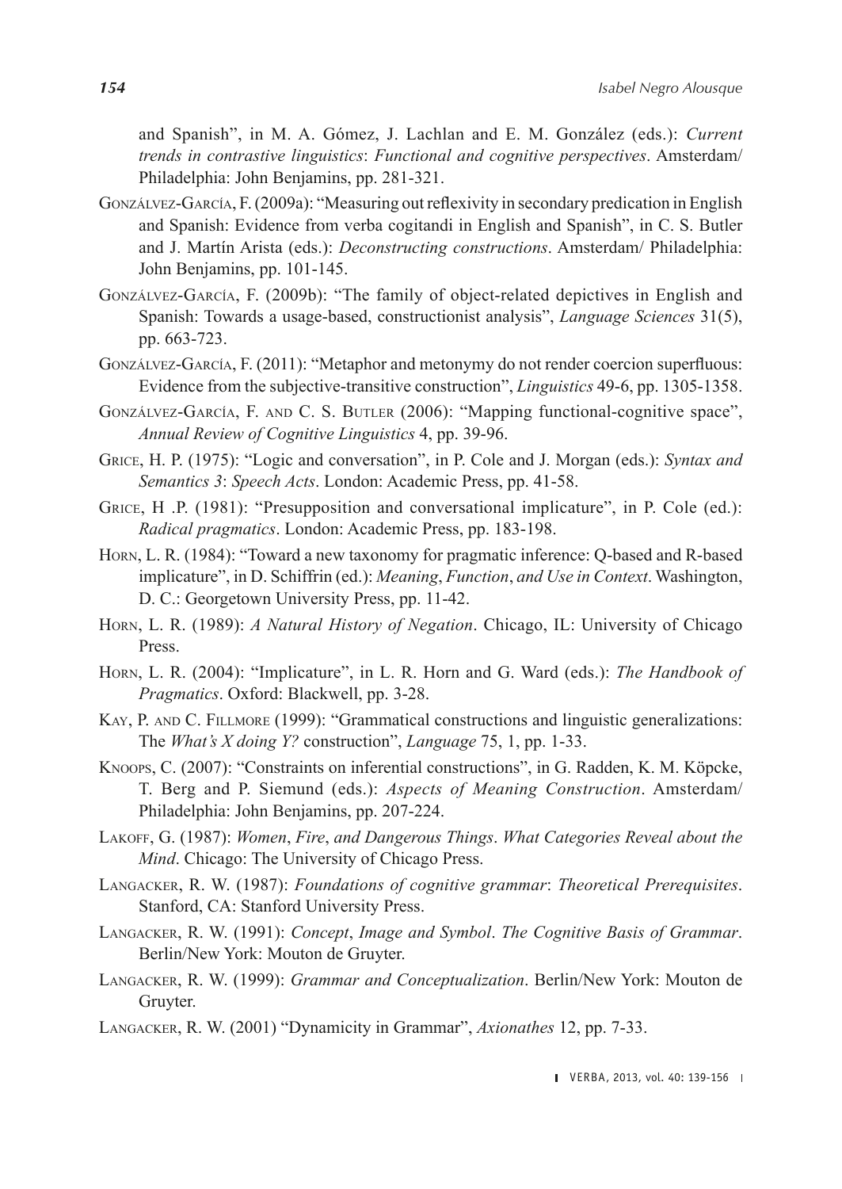and Spanish", in M. A. Gómez, J. Lachlan and E. M. González (eds.): *Current trends in contrastive linguistics*: *Functional and cognitive perspectives*. Amsterdam/ Philadelphia: John Benjamins, pp. 281-321.

González-García, F. (2009a): "Measuring out reflexivity in secondary predication in English and Spanish: Evidence from verba cogitandi in English and Spanish", in C. S. Butler and J. Martín Arista (eds.): *Deconstructing constructions*. Amsterdam/ Philadelphia: John Benjamins, pp. 101-145.

González-García, F. (2009b): "The family of object-related depictives in English and Spanish: Towards a usage-based, constructionist analysis", *Language Sciences* 31(5), pp. 663-723.

González-García, F. (2011): "Metaphor and metonymy do not render coercion superfluous: Evidence from the subjective-transitive construction", *Linguistics* 49-6, pp. 1305-1358.

González-García, F. and C. S. Butler (2006): "Mapping functional-cognitive space", *Annual Review of Cognitive Linguistics* 4, pp. 39-96.

Grice, H. P. (1975): "Logic and conversation", in P. Cole and J. Morgan (eds.): *Syntax and Semantics 3*: *Speech Acts*. London: Academic Press, pp. 41-58.

Grice, H .P. (1981): "Presupposition and conversational implicature", in P. Cole (ed.): *Radical pragmatics*. London: Academic Press, pp. 183-198.

Horn, L. R. (1984): "Toward a new taxonomy for pragmatic inference: Q-based and R-based implicature", in D. Schiffrin (ed.): *Meaning*, *Function*, *and Use in Context*. Washington, D. C.: Georgetown University Press, pp. 11-42.

Horn, L. R. (1989): *A Natural History of Negation*. Chicago, IL: University of Chicago Press.

Horn, L. R. (2004): "Implicature", in L. R. Horn and G. Ward (eds.): *The Handbook of Pragmatics*. Oxford: Blackwell, pp. 3-28.

Kay, P. and C. Fillmore (1999): "Grammatical constructions and linguistic generalizations: The *What's X doing Y?* construction", *Language* 75, 1, pp. 1-33.

Knoops, C. (2007): "Constraints on inferential constructions", in G. Radden, K. M. Köpcke, T. Berg and P. Siemund (eds.): *Aspects of Meaning Construction*. Amsterdam/ Philadelphia: John Benjamins, pp. 207-224.

Lakoff, G. (1987): *Women*, *Fire*, *and Dangerous Things*. *What Categories Reveal about the Mind*. Chicago: The University of Chicago Press.

Langacker, R. W. (1987): *Foundations of cognitive grammar*: *Theoretical Prerequisites*. Stanford, CA: Stanford University Press.

Langacker, R. W. (1991): *Concept*, *Image and Symbol*. *The Cognitive Basis of Grammar*. Berlin/New York: Mouton de Gruyter.

Langacker, R. W. (1999): *Grammar and Conceptualization*. Berlin/New York: Mouton de Gruyter.

Langacker, R. W. (2001) "Dynamicity in Grammar", *Axionathes* 12, pp. 7-33.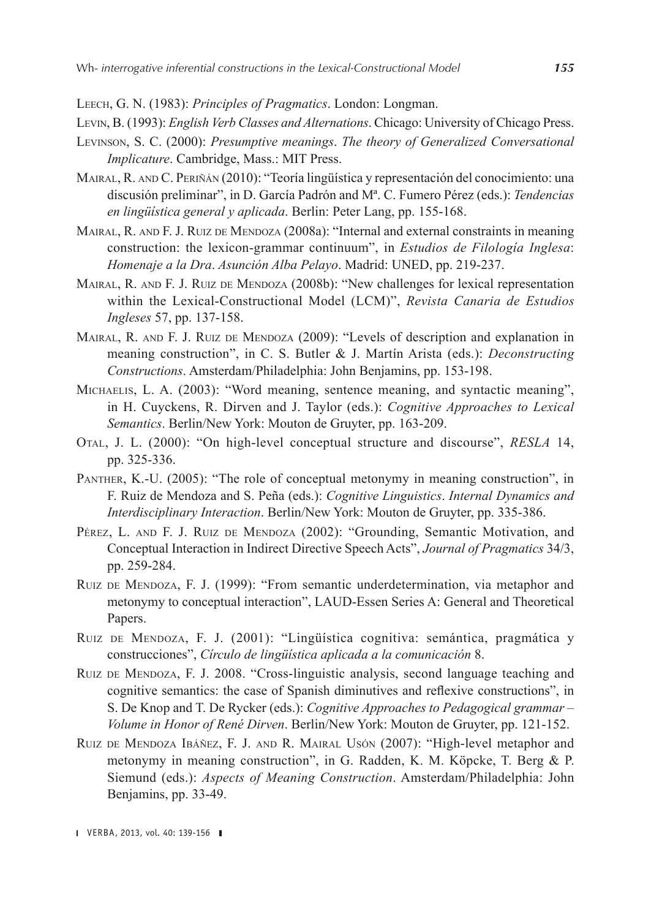Leech, G. N. (1983): *Principles of Pragmatics*. London: Longman.

Levin, B. (1993): *English Verb Classes and Alternations*. Chicago: University of Chicago Press.

Levinson, S. C. (2000): *Presumptive meanings*. *The theory of Generalized Conversational Implicature*. Cambridge, Mass.: MIT Press.

Mairal, R. and C. Periñán (2010): "Teoría lingüística y representación del conocimiento: una discusión preliminar", in D. García Padrón and Mª. C. Fumero Pérez (eds.): *Tendencias en lingüística general y aplicada*. Berlin: Peter Lang, pp. 155-168.

Mairal, R. and F. J. Ruiz de Mendoza (2008a): "Internal and external constraints in meaning construction: the lexicon-grammar continuum", in *Estudios de Filología Inglesa*: *Homenaje a la Dra*. *Asunción Alba Pelayo*. Madrid: UNED, pp. 219-237.

Mairal, R. and F. J. Ruiz de Mendoza (2008b): "New challenges for lexical representation within the Lexical-Constructional Model (LCM)", *Revista Canaria de Estudios Ingleses* 57, pp. 137-158.

Mairal, R. and F. J. Ruiz de Mendoza (2009): "Levels of description and explanation in meaning construction", in C. S. Butler & J. Martín Arista (eds.): *Deconstructing Constructions*. Amsterdam/Philadelphia: John Benjamins, pp. 153-198.

Michaelis, L. A. (2003): "Word meaning, sentence meaning, and syntactic meaning", in H. Cuyckens, R. Dirven and J. Taylor (eds.): *Cognitive Approaches to Lexical Semantics*. Berlin/New York: Mouton de Gruyter, pp. 163-209.

Otal, J. L. (2000): "On high-level conceptual structure and discourse", *RESLA* 14, pp. 325-336.

Panther, K.-U. (2005): "The role of conceptual metonymy in meaning construction", in F. Ruiz de Mendoza and S. Peña (eds.): *Cognitive Linguistics*. *Internal Dynamics and Interdisciplinary Interaction*. Berlin/New York: Mouton de Gruyter, pp. 335-386.

Pérez, L. and F. J. Ruiz de Mendoza (2002): "Grounding, Semantic Motivation, and Conceptual Interaction in Indirect Directive Speech Acts", *Journal of Pragmatics* 34/3, pp. 259-284.

Ruiz de Mendoza, F. J. (1999): "From semantic underdetermination, via metaphor and metonymy to conceptual interaction", LAUD-Essen Series A: General and Theoretical Papers.

Ruiz de Mendoza, F. J. (2001): "Lingüística cognitiva: semántica, pragmática y construcciones", *Círculo de lingüística aplicada a la comunicación* 8.

Ruiz de Mendoza, F. J. 2008. "Cross-linguistic analysis, second language teaching and cognitive semantics: the case of Spanish diminutives and reflexive constructions", in S. De Knop and T. De Rycker (eds.): *Cognitive Approaches to Pedagogical grammar – Volume in Honor of René Dirven*. Berlin/New York: Mouton de Gruyter, pp. 121-152.

Ruiz de Mendoza Ibáñez, F. J. and R. Mairal Usón (2007): "High-level metaphor and metonymy in meaning construction", in G. Radden, K. M. Köpcke, T. Berg & P. Siemund (eds.): *Aspects of Meaning Construction*. Amsterdam/Philadelphia: John Benjamins, pp. 33-49.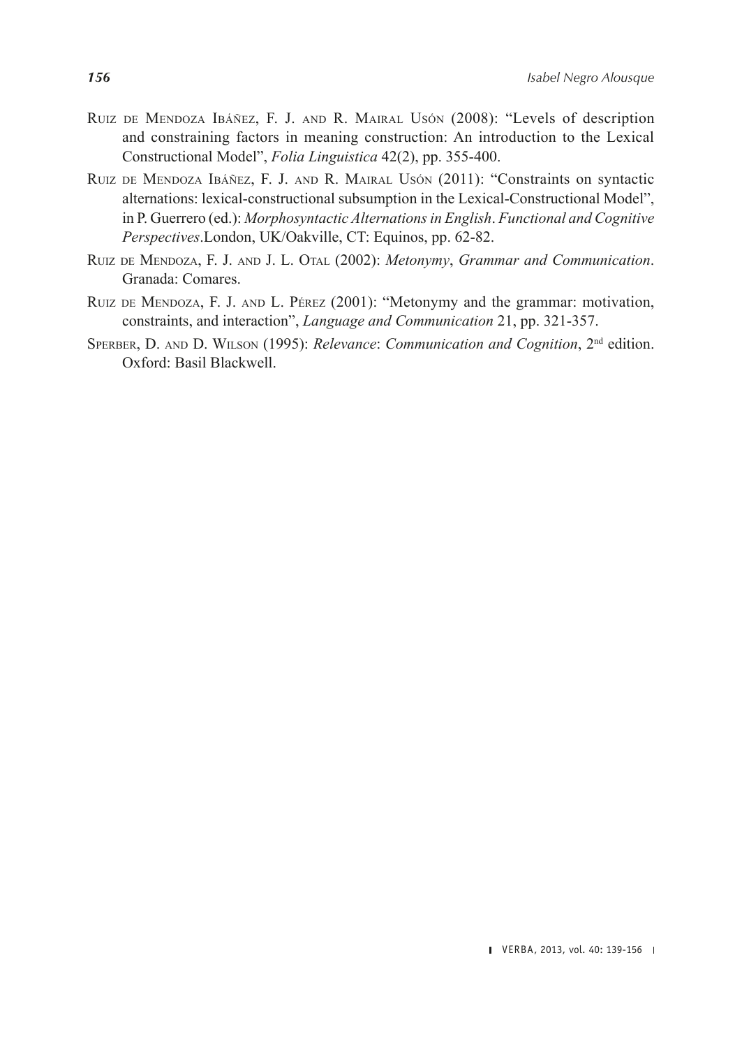Ruiz de Mendoza Ibáñez, F. J. and R. Mairal Usón (2008): "Levels of description and constraining factors in meaning construction: An introduction to the Lexical Constructional Model", *Folia Linguistica* 42(2), pp. 355-400.

Ruiz de Mendoza Ibáñez, F. J. and R. Mairal Usón (2011): "Constraints on syntactic alternations: lexical-constructional subsumption in the Lexical-Constructional Model", in P. Guerrero (ed.): *Morphosyntactic Alternations in English*. *Functional and Cognitive Perspectives*.London, UK/Oakville, CT: Equinos, pp. 62-82.

Ruiz de Mendoza, F. J. and J. L. Otal (2002): *Metonymy*, *Grammar and Communication*. Granada: Comares.

Ruiz de Mendoza, F. J. and L. Pérez (2001): "Metonymy and the grammar: motivation, constraints, and interaction", *Language and Communication* 21, pp. 321-357.

Sperber, D. and D. Wilson (1995): *Relevance*: *Communication and Cognition*, 2nd edition. Oxford: Basil Blackwell.